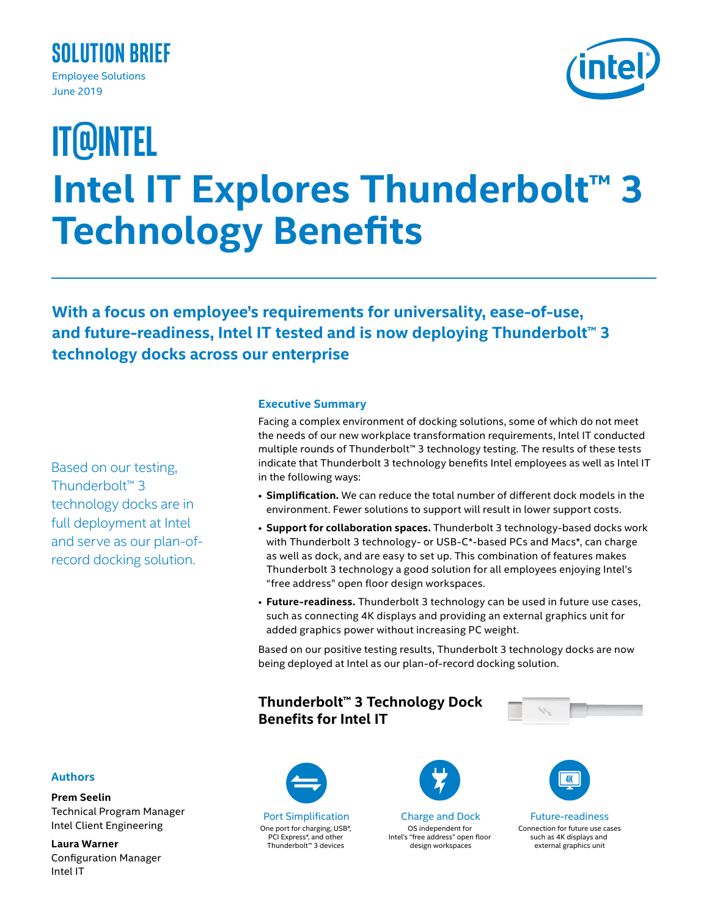SOLUTION BRIEF

Employee Solutions
June 2019

IT@INTEL

# Intel IT Explores Thunderbolt™ 3 Technology Benefits

## With a focus on employee's requirements for universality, ease-of-use, and future-readiness, Intel IT tested and is now deploying Thunderbolt™ 3 technology docks across our enterprise

Based on our testing, Thunderbolt™ 3 technology docks are in full deployment at Intel and serve as our plan-of-record docking solution.

### Executive Summary

Facing a complex environment of docking solutions, some of which do not meet the needs of our new workplace transformation requirements, Intel IT conducted multiple rounds of Thunderbolt™ 3 technology testing. The results of these tests indicate that Thunderbolt 3 technology benefits Intel employees as well as Intel IT in the following ways:

- **Simplification.** We can reduce the total number of different dock models in the environment. Fewer solutions to support will result in lower support costs.
- **Support for collaboration spaces.** Thunderbolt 3 technology-based docks work with Thunderbolt 3 technology- or USB-C*-based PCs and Macs*, can charge as well as dock, and are easy to set up. This combination of features makes Thunderbolt 3 technology a good solution for all employees enjoying Intel's "free address" open floor design workspaces.
- **Future-readiness.** Thunderbolt 3 technology can be used in future use cases, such as connecting 4K displays and providing an external graphics unit for added graphics power without increasing PC weight.

Based on our positive testing results, Thunderbolt 3 technology docks are now being deployed at Intel as our plan-of-record docking solution.

### Thunderbolt™ 3 Technology Dock Benefits for Intel IT

**Port Simplification**
One port for charging, USB*, PCI Express*, and other Thunderbolt™ 3 devices

**Charge and Dock**
OS independent for Intel's "free address" open floor design workspaces

**Future-readiness**
Connection for future use cases such as 4K displays and external graphics unit

### Authors

**Prem Seelin**
Technical Program Manager
Intel Client Engineering

**Laura Warner**
Configuration Manager
Intel IT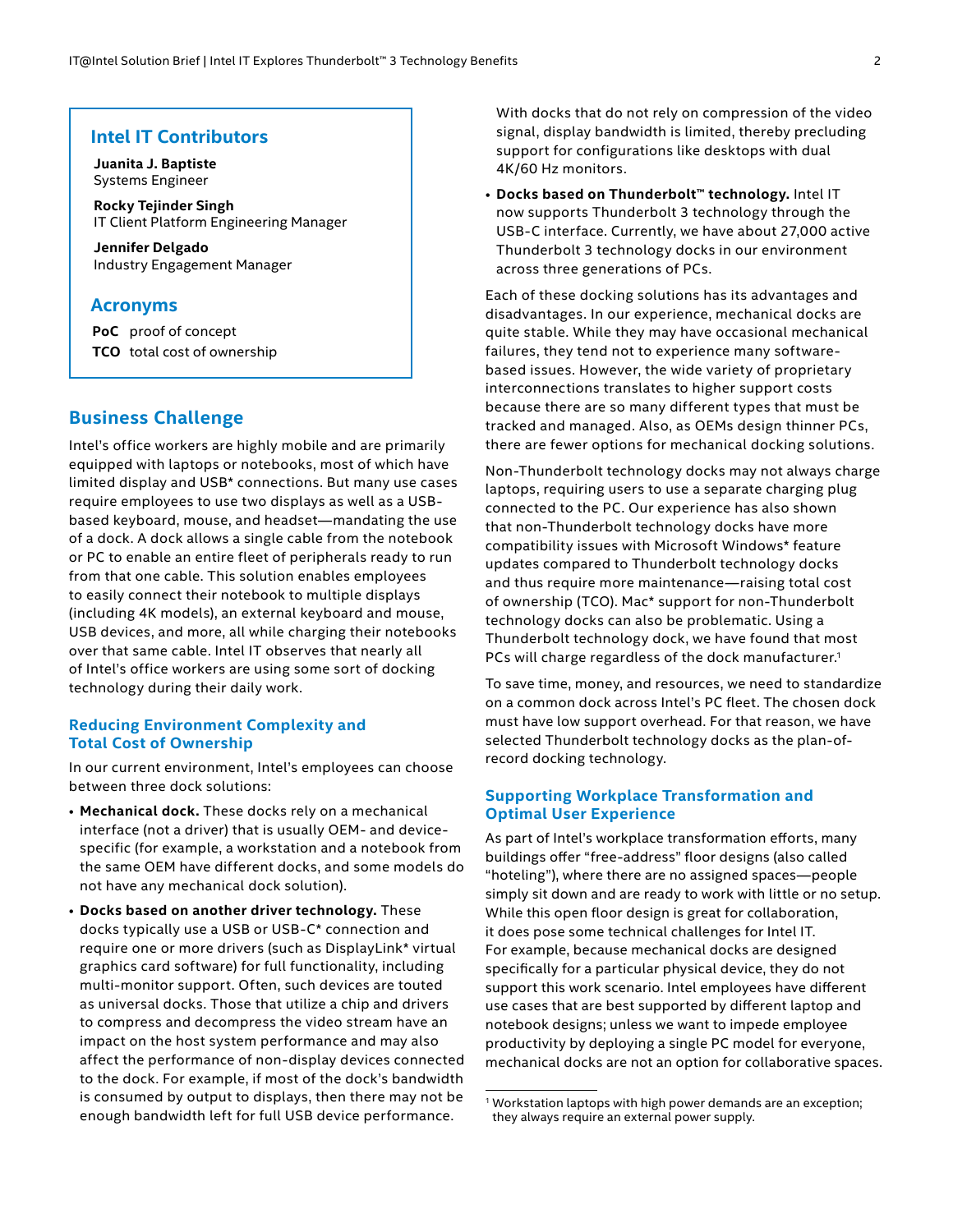## Intel IT Contributors

**Juanita J. Baptiste**
Systems Engineer

**Rocky Tejinder Singh**
IT Client Platform Engineering Manager

**Jennifer Delgado**
Industry Engagement Manager

## Acronyms

**PoC** proof of concept
**TCO** total cost of ownership

## Business Challenge

Intel's office workers are highly mobile and are primarily equipped with laptops or notebooks, most of which have limited display and USB* connections. But many use cases require employees to use two displays as well as a USB-based keyboard, mouse, and headset—mandating the use of a dock. A dock allows a single cable from the notebook or PC to enable an entire fleet of peripherals ready to run from that one cable. This solution enables employees to easily connect their notebook to multiple displays (including 4K models), an external keyboard and mouse, USB devices, and more, all while charging their notebooks over that same cable. Intel IT observes that nearly all of Intel's office workers are using some sort of docking technology during their daily work.

### Reducing Environment Complexity and Total Cost of Ownership

In our current environment, Intel's employees can choose between three dock solutions:

- **Mechanical dock.** These docks rely on a mechanical interface (not a driver) that is usually OEM- and device-specific (for example, a workstation and a notebook from the same OEM have different docks, and some models do not have any mechanical dock solution).
- **Docks based on another driver technology.** These docks typically use a USB or USB-C* connection and require one or more drivers (such as DisplayLink* virtual graphics card software) for full functionality, including multi-monitor support. Often, such devices are touted as universal docks. Those that utilize a chip and drivers to compress and decompress the video stream have an impact on the host system performance and may also affect the performance of non-display devices connected to the dock. For example, if most of the dock's bandwidth is consumed by output to displays, then there may not be enough bandwidth left for full USB device performance. With docks that do not rely on compression of the video signal, display bandwidth is limited, thereby precluding support for configurations like desktops with dual 4K/60 Hz monitors.
- **Docks based on Thunderbolt™ technology.** Intel IT now supports Thunderbolt 3 technology through the USB-C interface. Currently, we have about 27,000 active Thunderbolt 3 technology docks in our environment across three generations of PCs.

Each of these docking solutions has its advantages and disadvantages. In our experience, mechanical docks are quite stable. While they may have occasional mechanical failures, they tend not to experience many software-based issues. However, the wide variety of proprietary interconnections translates to higher support costs because there are so many different types that must be tracked and managed. Also, as OEMs design thinner PCs, there are fewer options for mechanical docking solutions.

Non-Thunderbolt technology docks may not always charge laptops, requiring users to use a separate charging plug connected to the PC. Our experience has also shown that non-Thunderbolt technology docks have more compatibility issues with Microsoft Windows* feature updates compared to Thunderbolt technology docks and thus require more maintenance—raising total cost of ownership (TCO). Mac* support for non-Thunderbolt technology docks can also be problematic. Using a Thunderbolt technology dock, we have found that most PCs will charge regardless of the dock manufacturer.[1]

To save time, money, and resources, we need to standardize on a common dock across Intel's PC fleet. The chosen dock must have low support overhead. For that reason, we have selected Thunderbolt technology docks as the plan-of-record docking technology.

### Supporting Workplace Transformation and Optimal User Experience

As part of Intel's workplace transformation efforts, many buildings offer "free-address" floor designs (also called "hoteling"), where there are no assigned spaces—people simply sit down and are ready to work with little or no setup. While this open floor design is great for collaboration, it does pose some technical challenges for Intel IT. For example, because mechanical docks are designed specifically for a particular physical device, they do not support this work scenario. Intel employees have different use cases that are best supported by different laptop and notebook designs; unless we want to impede employee productivity by deploying a single PC model for everyone, mechanical docks are not an option for collaborative spaces.

[1] Workstation laptops with high power demands are an exception; they always require an external power supply.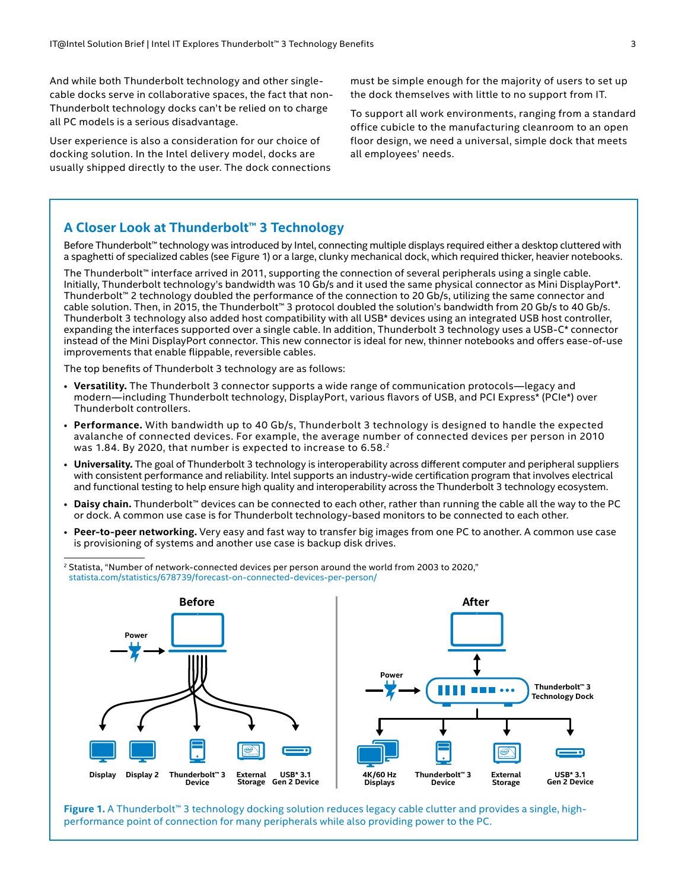And while both Thunderbolt technology and other single-cable docks serve in collaborative spaces, the fact that non-Thunderbolt technology docks can't be relied on to charge all PC models is a serious disadvantage.

User experience is also a consideration for our choice of docking solution. In the Intel delivery model, docks are usually shipped directly to the user. The dock connections must be simple enough for the majority of users to set up the dock themselves with little to no support from IT.

To support all work environments, ranging from a standard office cubicle to the manufacturing cleanroom to an open floor design, we need a universal, simple dock that meets all employees' needs.

## A Closer Look at Thunderbolt™ 3 Technology

Before Thunderbolt™ technology was introduced by Intel, connecting multiple displays required either a desktop cluttered with a spaghetti of specialized cables (see Figure 1) or a large, clunky mechanical dock, which required thicker, heavier notebooks.

The Thunderbolt™ interface arrived in 2011, supporting the connection of several peripherals using a single cable. Initially, Thunderbolt technology's bandwidth was 10 Gb/s and it used the same physical connector as Mini DisplayPort*. Thunderbolt™ 2 technology doubled the performance of the connection to 20 Gb/s, utilizing the same connector and cable solution. Then, in 2015, the Thunderbolt™ 3 protocol doubled the solution's bandwidth from 20 Gb/s to 40 Gb/s. Thunderbolt 3 technology also added host compatibility with all USB* devices using an integrated USB host controller, expanding the interfaces supported over a single cable. In addition, Thunderbolt 3 technology uses a USB-C* connector instead of the Mini DisplayPort connector. This new connector is ideal for new, thinner notebooks and offers ease-of-use improvements that enable flippable, reversible cables.

The top benefits of Thunderbolt 3 technology are as follows:

- **Versatility.** The Thunderbolt 3 connector supports a wide range of communication protocols—legacy and modern—including Thunderbolt technology, DisplayPort, various flavors of USB, and PCI Express* (PCIe*) over Thunderbolt controllers.
- **Performance.** With bandwidth up to 40 Gb/s, Thunderbolt 3 technology is designed to handle the expected avalanche of connected devices. For example, the average number of connected devices per person in 2010 was 1.84. By 2020, that number is expected to increase to 6.58.[2]
- **Universality.** The goal of Thunderbolt 3 technology is interoperability across different computer and peripheral suppliers with consistent performance and reliability. Intel supports an industry-wide certification program that involves electrical and functional testing to help ensure high quality and interoperability across the Thunderbolt 3 technology ecosystem.
- **Daisy chain.** Thunderbolt™ devices can be connected to each other, rather than running the cable all the way to the PC or dock. A common use case is for Thunderbolt technology-based monitors to be connected to each other.
- **Peer-to-peer networking.** Very easy and fast way to transfer big images from one PC to another. A common use case is provisioning of systems and another use case is backup disk drives.

[2] Statista, "Number of network-connected devices per person around the world from 2003 to 2020," statista.com/statistics/678739/forecast-on-connected-devices-per-person/

**Before**: Power; Display; Display 2; Thunderbolt™ 3 Device; External Storage; USB* 3.1 Gen 2 Device

**After**: Power; Thunderbolt™ 3 Technology Dock; 4K/60 Hz Displays; Thunderbolt™ 3 Device; External Storage; USB* 3.1 Gen 2 Device

**Figure 1.** A Thunderbolt™ 3 technology docking solution reduces legacy cable clutter and provides a single, high-performance point of connection for many peripherals while also providing power to the PC.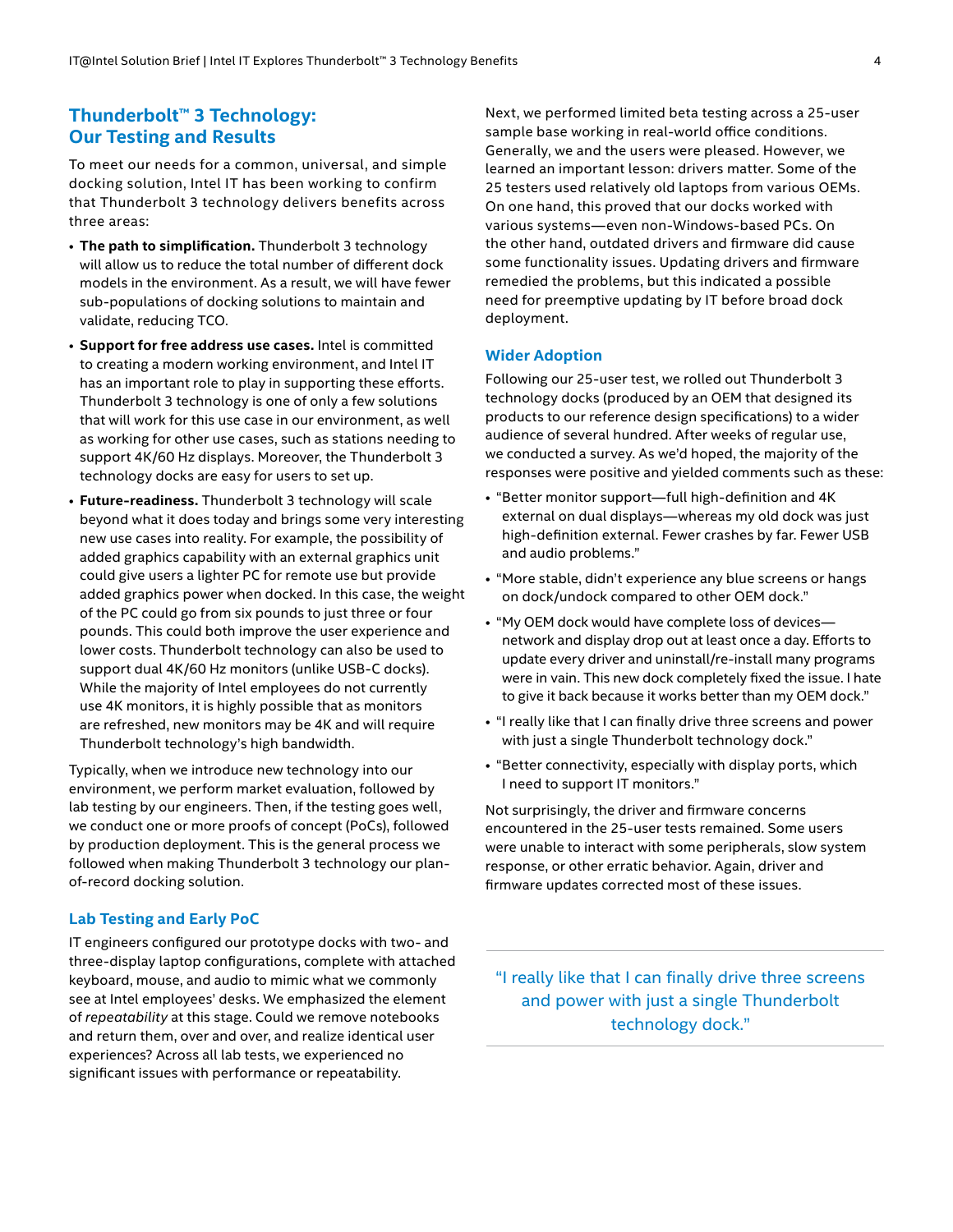## Thunderbolt™ 3 Technology: Our Testing and Results

To meet our needs for a common, universal, and simple docking solution, Intel IT has been working to confirm that Thunderbolt 3 technology delivers benefits across three areas:

- **The path to simplification.** Thunderbolt 3 technology will allow us to reduce the total number of different dock models in the environment. As a result, we will have fewer sub-populations of docking solutions to maintain and validate, reducing TCO.
- **Support for free address use cases.** Intel is committed to creating a modern working environment, and Intel IT has an important role to play in supporting these efforts. Thunderbolt 3 technology is one of only a few solutions that will work for this use case in our environment, as well as working for other use cases, such as stations needing to support 4K/60 Hz displays. Moreover, the Thunderbolt 3 technology docks are easy for users to set up.
- **Future-readiness.** Thunderbolt 3 technology will scale beyond what it does today and brings some very interesting new use cases into reality. For example, the possibility of added graphics capability with an external graphics unit could give users a lighter PC for remote use but provide added graphics power when docked. In this case, the weight of the PC could go from six pounds to just three or four pounds. This could both improve the user experience and lower costs. Thunderbolt technology can also be used to support dual 4K/60 Hz monitors (unlike USB-C docks). While the majority of Intel employees do not currently use 4K monitors, it is highly possible that as monitors are refreshed, new monitors may be 4K and will require Thunderbolt technology's high bandwidth.

Typically, when we introduce new technology into our environment, we perform market evaluation, followed by lab testing by our engineers. Then, if the testing goes well, we conduct one or more proofs of concept (PoCs), followed by production deployment. This is the general process we followed when making Thunderbolt 3 technology our plan-of-record docking solution.

### Lab Testing and Early PoC

IT engineers configured our prototype docks with two- and three-display laptop configurations, complete with attached keyboard, mouse, and audio to mimic what we commonly see at Intel employees' desks. We emphasized the element of *repeatability* at this stage. Could we remove notebooks and return them, over and over, and realize identical user experiences? Across all lab tests, we experienced no significant issues with performance or repeatability.

Next, we performed limited beta testing across a 25-user sample base working in real-world office conditions. Generally, we and the users were pleased. However, we learned an important lesson: drivers matter. Some of the 25 testers used relatively old laptops from various OEMs. On one hand, this proved that our docks worked with various systems—even non-Windows-based PCs. On the other hand, outdated drivers and firmware did cause some functionality issues. Updating drivers and firmware remedied the problems, but this indicated a possible need for preemptive updating by IT before broad dock deployment.

### Wider Adoption

Following our 25-user test, we rolled out Thunderbolt 3 technology docks (produced by an OEM that designed its products to our reference design specifications) to a wider audience of several hundred. After weeks of regular use, we conducted a survey. As we'd hoped, the majority of the responses were positive and yielded comments such as these:

- "Better monitor support—full high-definition and 4K external on dual displays—whereas my old dock was just high-definition external. Fewer crashes by far. Fewer USB and audio problems."
- "More stable, didn't experience any blue screens or hangs on dock/undock compared to other OEM dock."
- "My OEM dock would have complete loss of devices—network and display drop out at least once a day. Efforts to update every driver and uninstall/re-install many programs were in vain. This new dock completely fixed the issue. I hate to give it back because it works better than my OEM dock."
- "I really like that I can finally drive three screens and power with just a single Thunderbolt technology dock."
- "Better connectivity, especially with display ports, which I need to support IT monitors."

Not surprisingly, the driver and firmware concerns encountered in the 25-user tests remained. Some users were unable to interact with some peripherals, slow system response, or other erratic behavior. Again, driver and firmware updates corrected most of these issues.

> "I really like that I can finally drive three screens and power with just a single Thunderbolt technology dock."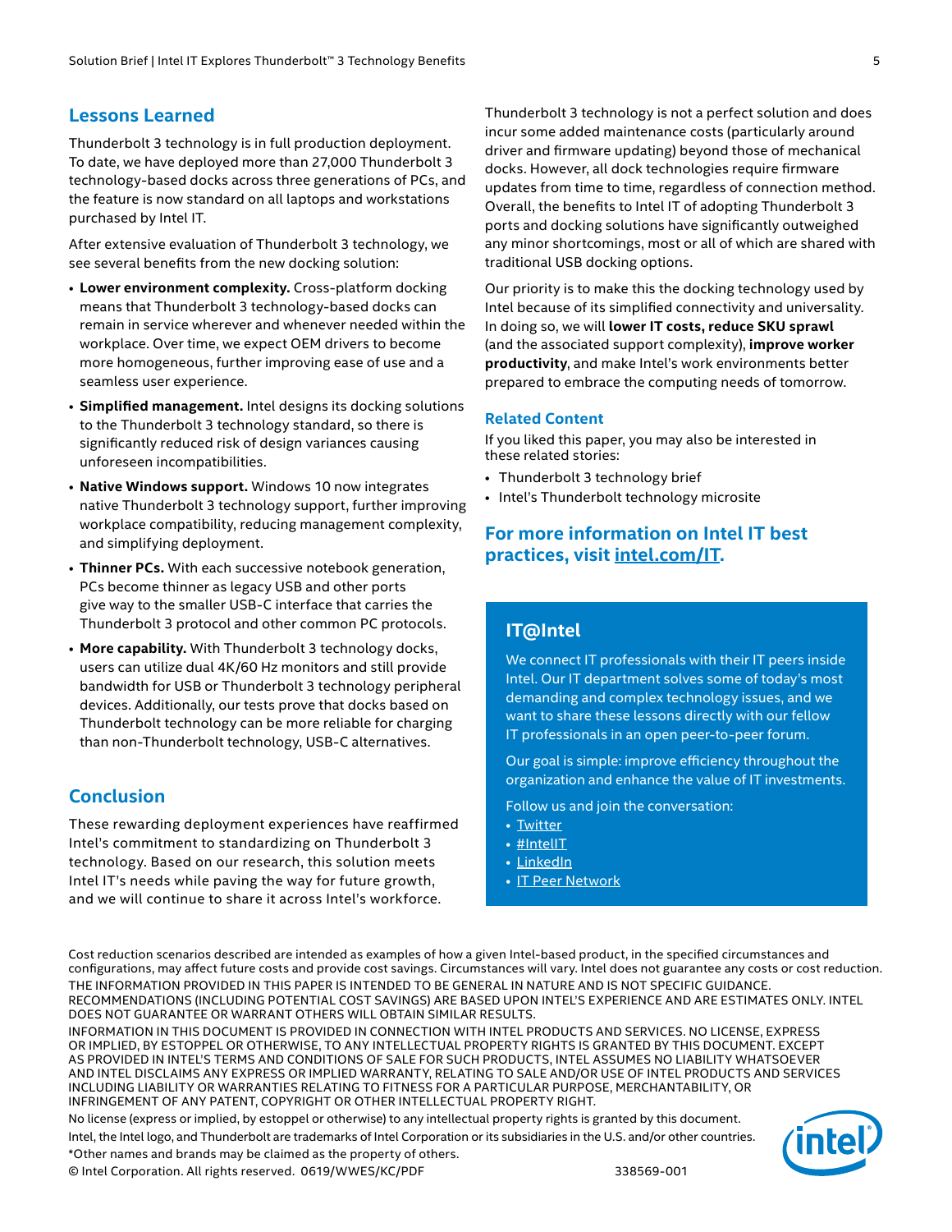## Lessons Learned

Thunderbolt 3 technology is in full production deployment. To date, we have deployed more than 27,000 Thunderbolt 3 technology-based docks across three generations of PCs, and the feature is now standard on all laptops and workstations purchased by Intel IT.

After extensive evaluation of Thunderbolt 3 technology, we see several benefits from the new docking solution:

- **Lower environment complexity.** Cross-platform docking means that Thunderbolt 3 technology-based docks can remain in service wherever and whenever needed within the workplace. Over time, we expect OEM drivers to become more homogeneous, further improving ease of use and a seamless user experience.
- **Simplified management.** Intel designs its docking solutions to the Thunderbolt 3 technology standard, so there is significantly reduced risk of design variances causing unforeseen incompatibilities.
- **Native Windows support.** Windows 10 now integrates native Thunderbolt 3 technology support, further improving workplace compatibility, reducing management complexity, and simplifying deployment.
- **Thinner PCs.** With each successive notebook generation, PCs become thinner as legacy USB and other ports give way to the smaller USB-C interface that carries the Thunderbolt 3 protocol and other common PC protocols.
- **More capability.** With Thunderbolt 3 technology docks, users can utilize dual 4K/60 Hz monitors and still provide bandwidth for USB or Thunderbolt 3 technology peripheral devices. Additionally, our tests prove that docks based on Thunderbolt technology can be more reliable for charging than non-Thunderbolt technology, USB-C alternatives.

## Conclusion

These rewarding deployment experiences have reaffirmed Intel's commitment to standardizing on Thunderbolt 3 technology. Based on our research, this solution meets Intel IT's needs while paving the way for future growth, and we will continue to share it across Intel's workforce.

Thunderbolt 3 technology is not a perfect solution and does incur some added maintenance costs (particularly around driver and firmware updating) beyond those of mechanical docks. However, all dock technologies require firmware updates from time to time, regardless of connection method. Overall, the benefits to Intel IT of adopting Thunderbolt 3 ports and docking solutions have significantly outweighed any minor shortcomings, most or all of which are shared with traditional USB docking options.

Our priority is to make this the docking technology used by Intel because of its simplified connectivity and universality. In doing so, we will **lower IT costs, reduce SKU sprawl** (and the associated support complexity), **improve worker productivity**, and make Intel's work environments better prepared to embrace the computing needs of tomorrow.

### Related Content

If you liked this paper, you may also be interested in these related stories:

- Thunderbolt 3 technology brief
- Intel's Thunderbolt technology microsite

### For more information on Intel IT best practices, visit intel.com/IT.

### IT@Intel

We connect IT professionals with their IT peers inside Intel. Our IT department solves some of today's most demanding and complex technology issues, and we want to share these lessons directly with our fellow IT professionals in an open peer-to-peer forum.

Our goal is simple: improve efficiency throughout the organization and enhance the value of IT investments.

Follow us and join the conversation:

- Twitter
- #IntelIT
- LinkedIn
- IT Peer Network

Cost reduction scenarios described are intended as examples of how a given Intel-based product, in the specified circumstances and configurations, may affect future costs and provide cost savings. Circumstances will vary. Intel does not guarantee any costs or cost reduction.

THE INFORMATION PROVIDED IN THIS PAPER IS INTENDED TO BE GENERAL IN NATURE AND IS NOT SPECIFIC GUIDANCE. RECOMMENDATIONS (INCLUDING POTENTIAL COST SAVINGS) ARE BASED UPON INTEL'S EXPERIENCE AND ARE ESTIMATES ONLY. INTEL DOES NOT GUARANTEE OR WARRANT OTHERS WILL OBTAIN SIMILAR RESULTS.

INFORMATION IN THIS DOCUMENT IS PROVIDED IN CONNECTION WITH INTEL PRODUCTS AND SERVICES. NO LICENSE, EXPRESS OR IMPLIED, BY ESTOPPEL OR OTHERWISE, TO ANY INTELLECTUAL PROPERTY RIGHTS IS GRANTED BY THIS DOCUMENT. EXCEPT AS PROVIDED IN INTEL'S TERMS AND CONDITIONS OF SALE FOR SUCH PRODUCTS, INTEL ASSUMES NO LIABILITY WHATSOEVER AND INTEL DISCLAIMS ANY EXPRESS OR IMPLIED WARRANTY, RELATING TO SALE AND/OR USE OF INTEL PRODUCTS AND SERVICES INCLUDING LIABILITY OR WARRANTIES RELATING TO FITNESS FOR A PARTICULAR PURPOSE, MERCHANTABILITY, OR INFRINGEMENT OF ANY PATENT, COPYRIGHT OR OTHER INTELLECTUAL PROPERTY RIGHT.

No license (express or implied, by estoppel or otherwise) to any intellectual property rights is granted by this document.

Intel, the Intel logo, and Thunderbolt are trademarks of Intel Corporation or its subsidiaries in the U.S. and/or other countries.

*Other names and brands may be claimed as the property of others.

© Intel Corporation. All rights reserved. 0619/WWES/KC/PDF 338569-001